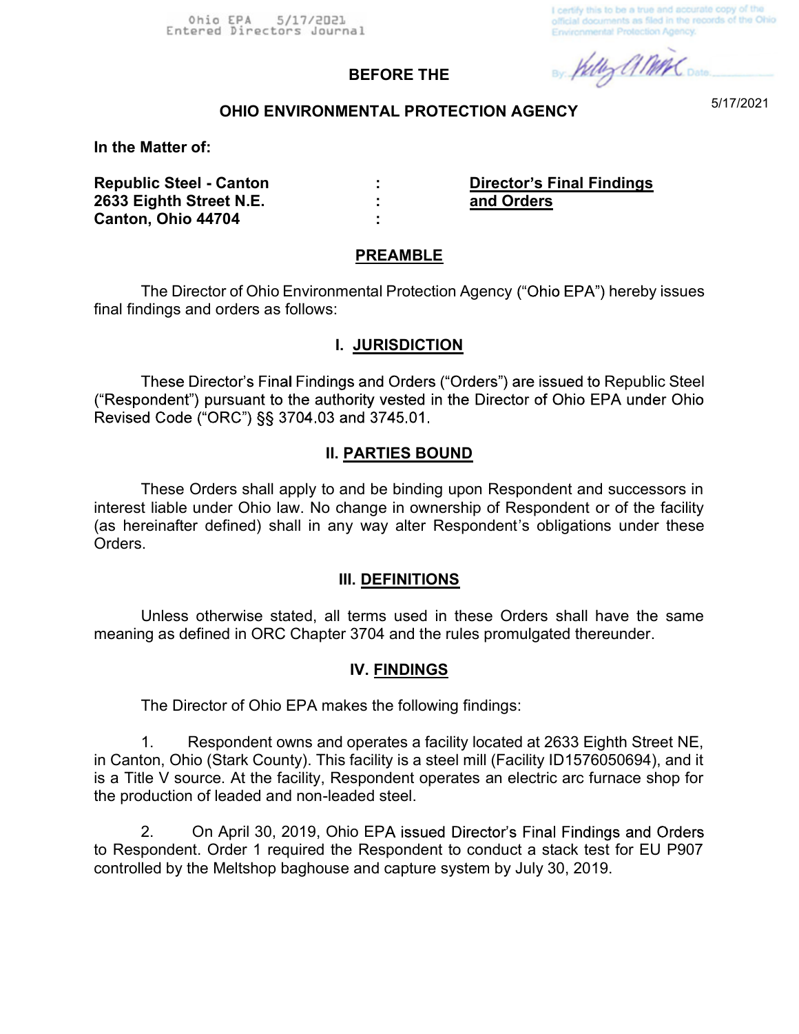Ohio EPA 5/17/2021
Entered Directors Journal

I certify this to be a true and accurate copy of the official documents as filed in the records of the Ohio Environmental Protection Agency.

By: Kelly A. Mac Date: 5/17/2021

**BEFORE THE**

**OHIO ENVIRONMENTAL PROTECTION AGENCY**

**In the Matter of:**

| | | |
|---|---|---|
| **Republic Steel - Canton** | **:** | **Director's Final Findings** |
| **2633 Eighth Street N.E.** | **:** | **and Orders** |
| **Canton, Ohio 44704** | **:** | |

## PREAMBLE

The Director of Ohio Environmental Protection Agency ("Ohio EPA") hereby issues final findings and orders as follows:

## I. JURISDICTION

These Director's Final Findings and Orders ("Orders") are issued to Republic Steel ("Respondent") pursuant to the authority vested in the Director of Ohio EPA under Ohio Revised Code ("ORC") §§ 3704.03 and 3745.01.

## II. PARTIES BOUND

These Orders shall apply to and be binding upon Respondent and successors in interest liable under Ohio law. No change in ownership of Respondent or of the facility (as hereinafter defined) shall in any way alter Respondent's obligations under these Orders.

## III. DEFINITIONS

Unless otherwise stated, all terms used in these Orders shall have the same meaning as defined in ORC Chapter 3704 and the rules promulgated thereunder.

## IV. FINDINGS

The Director of Ohio EPA makes the following findings:

1. Respondent owns and operates a facility located at 2633 Eighth Street NE, in Canton, Ohio (Stark County). This facility is a steel mill (Facility ID1576050694), and it is a Title V source. At the facility, Respondent operates an electric arc furnace shop for the production of leaded and non-leaded steel.

2. On April 30, 2019, Ohio EPA issued Director's Final Findings and Orders to Respondent. Order 1 required the Respondent to conduct a stack test for EU P907 controlled by the Meltshop baghouse and capture system by July 30, 2019.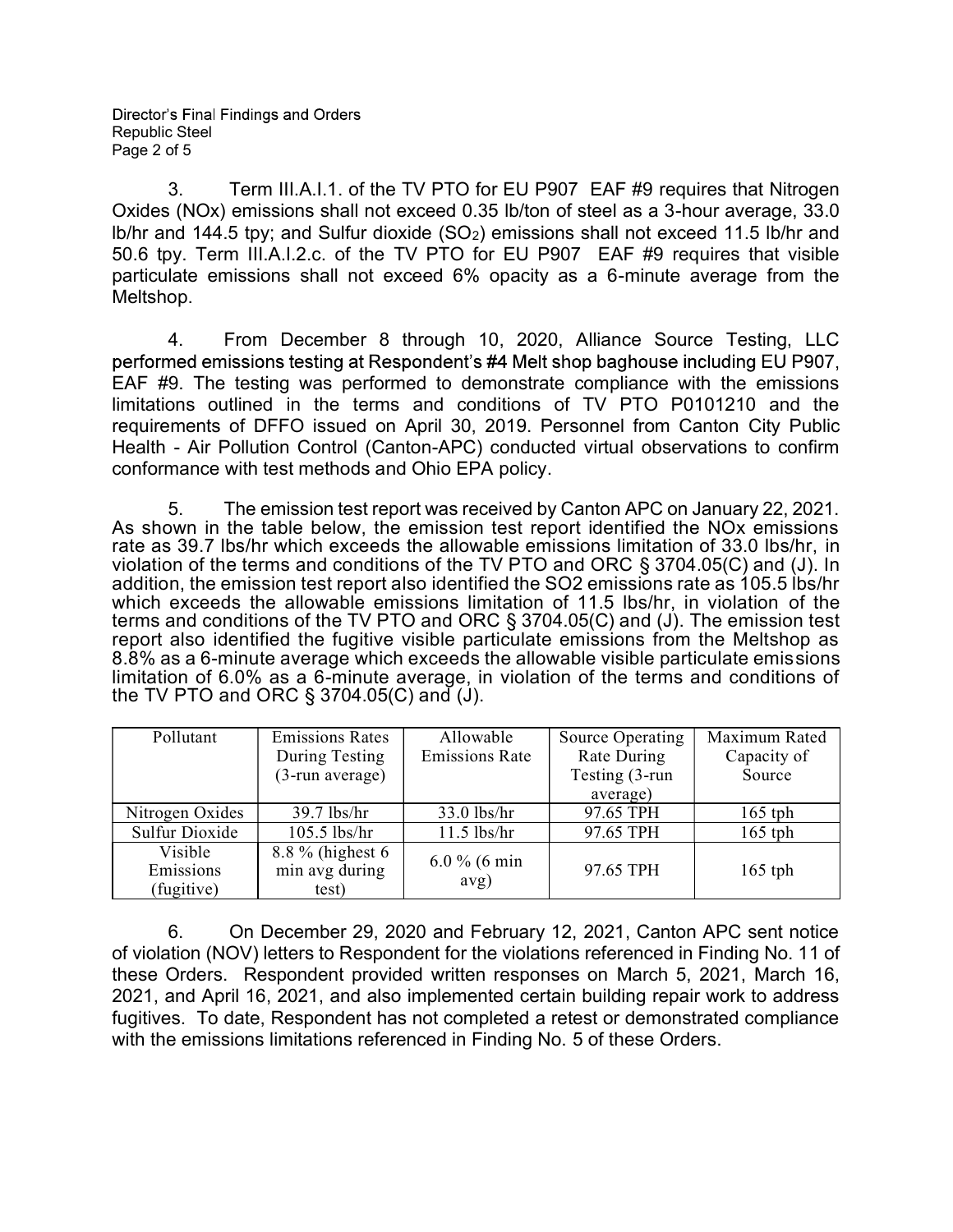3. Term III.A.I.1. of the TV PTO for EU P907 EAF #9 requires that Nitrogen Oxides (NOx) emissions shall not exceed 0.35 lb/ton of steel as a 3-hour average, 33.0 lb/hr and 144.5 tpy; and Sulfur dioxide ($SO_2$) emissions shall not exceed 11.5 lb/hr and 50.6 tpy. Term III.A.I.2.c. of the TV PTO for EU P907 EAF #9 requires that visible particulate emissions shall not exceed 6% opacity as a 6-minute average from the Meltshop.

4. From December 8 through 10, 2020, Alliance Source Testing, LLC performed emissions testing at Respondent's #4 Melt shop baghouse including EU P907, EAF #9. The testing was performed to demonstrate compliance with the emissions limitations outlined in the terms and conditions of TV PTO P0101210 and the requirements of DFFO issued on April 30, 2019. Personnel from Canton City Public Health - Air Pollution Control (Canton-APC) conducted virtual observations to confirm conformance with test methods and Ohio EPA policy.

5. The emission test report was received by Canton APC on January 22, 2021. As shown in the table below, the emission test report identified the NOx emissions rate as 39.7 lbs/hr which exceeds the allowable emissions limitation of 33.0 lbs/hr, in violation of the terms and conditions of the TV PTO and ORC § 3704.05(C) and (J). In addition, the emission test report also identified the SO2 emissions rate as 105.5 lbs/hr which exceeds the allowable emissions limitation of 11.5 lbs/hr, in violation of the terms and conditions of the TV PTO and ORC § 3704.05(C) and (J). The emission test report also identified the fugitive visible particulate emissions from the Meltshop as 8.8% as a 6-minute average which exceeds the allowable visible particulate emissions limitation of 6.0% as a 6-minute average, in violation of the terms and conditions of the TV PTO and ORC § 3704.05(C) and (J).

| Pollutant | Emissions Rates During Testing (3-run average) | Allowable Emissions Rate | Source Operating Rate During Testing (3-run average) | Maximum Rated Capacity of Source |
|---|---|---|---|---|
| Nitrogen Oxides | 39.7 lbs/hr | 33.0 lbs/hr | 97.65 TPH | 165 tph |
| Sulfur Dioxide | 105.5 lbs/hr | 11.5 lbs/hr | 97.65 TPH | 165 tph |
| Visible Emissions (fugitive) | 8.8 % (highest 6 min avg during test) | 6.0 % (6 min avg) | 97.65 TPH | 165 tph |

6. On December 29, 2020 and February 12, 2021, Canton APC sent notice of violation (NOV) letters to Respondent for the violations referenced in Finding No. 11 of these Orders. Respondent provided written responses on March 5, 2021, March 16, 2021, and April 16, 2021, and also implemented certain building repair work to address fugitives. To date, Respondent has not completed a retest or demonstrated compliance with the emissions limitations referenced in Finding No. 5 of these Orders.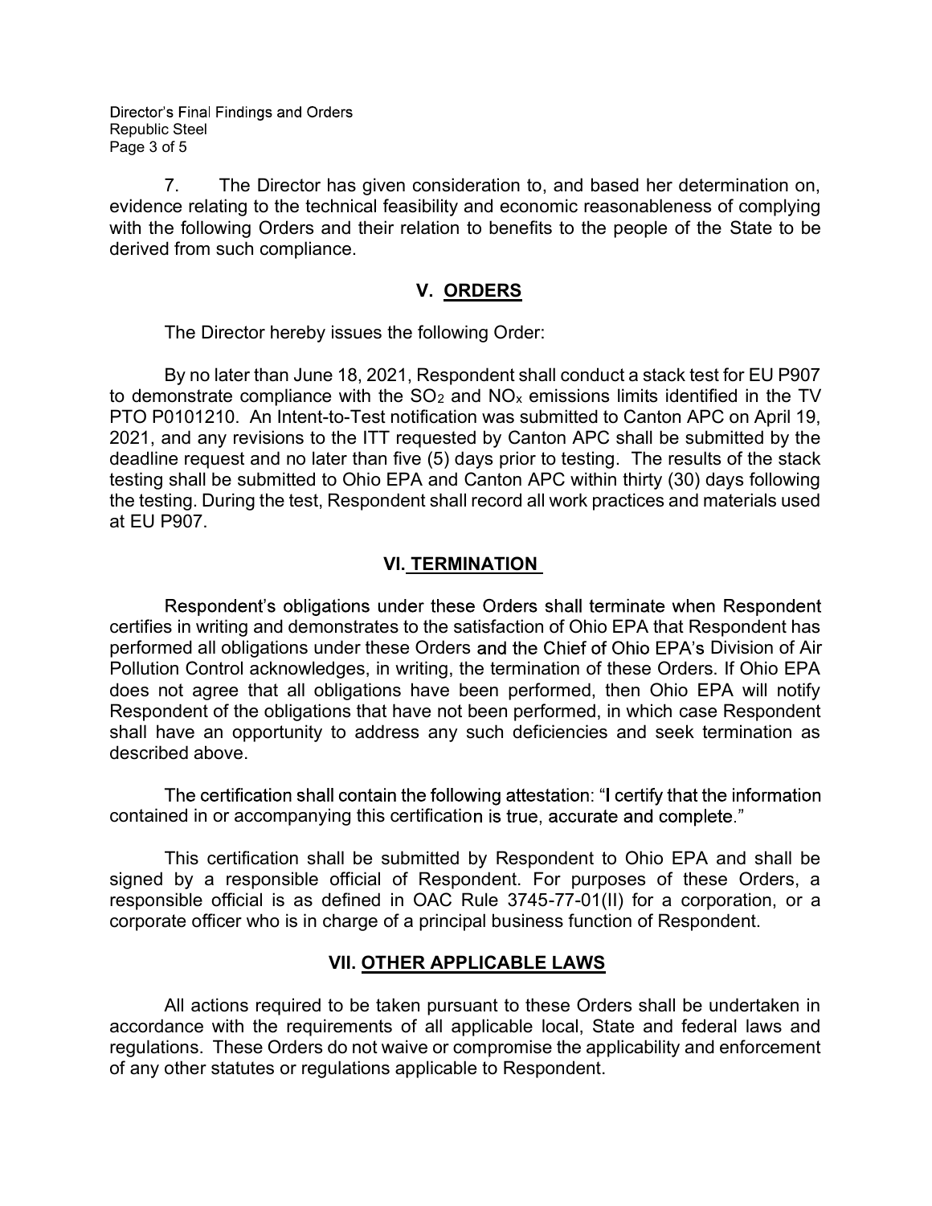7. The Director has given consideration to, and based her determination on, evidence relating to the technical feasibility and economic reasonableness of complying with the following Orders and their relation to benefits to the people of the State to be derived from such compliance.

## V. ORDERS

The Director hereby issues the following Order:

By no later than June 18, 2021, Respondent shall conduct a stack test for EU P907 to demonstrate compliance with the $SO_2$ and $NO_x$ emissions limits identified in the TV PTO P0101210. An Intent-to-Test notification was submitted to Canton APC on April 19, 2021, and any revisions to the ITT requested by Canton APC shall be submitted by the deadline request and no later than five (5) days prior to testing. The results of the stack testing shall be submitted to Ohio EPA and Canton APC within thirty (30) days following the testing. During the test, Respondent shall record all work practices and materials used at EU P907.

## VI. TERMINATION

Respondent's obligations under these Orders shall terminate when Respondent certifies in writing and demonstrates to the satisfaction of Ohio EPA that Respondent has performed all obligations under these Orders and the Chief of Ohio EPA's Division of Air Pollution Control acknowledges, in writing, the termination of these Orders. If Ohio EPA does not agree that all obligations have been performed, then Ohio EPA will notify Respondent of the obligations that have not been performed, in which case Respondent shall have an opportunity to address any such deficiencies and seek termination as described above.

The certification shall contain the following attestation: "I certify that the information contained in or accompanying this certification is true, accurate and complete."

This certification shall be submitted by Respondent to Ohio EPA and shall be signed by a responsible official of Respondent. For purposes of these Orders, a responsible official is as defined in OAC Rule 3745-77-01(II) for a corporation, or a corporate officer who is in charge of a principal business function of Respondent.

## VII. OTHER APPLICABLE LAWS

All actions required to be taken pursuant to these Orders shall be undertaken in accordance with the requirements of all applicable local, State and federal laws and regulations. These Orders do not waive or compromise the applicability and enforcement of any other statutes or regulations applicable to Respondent.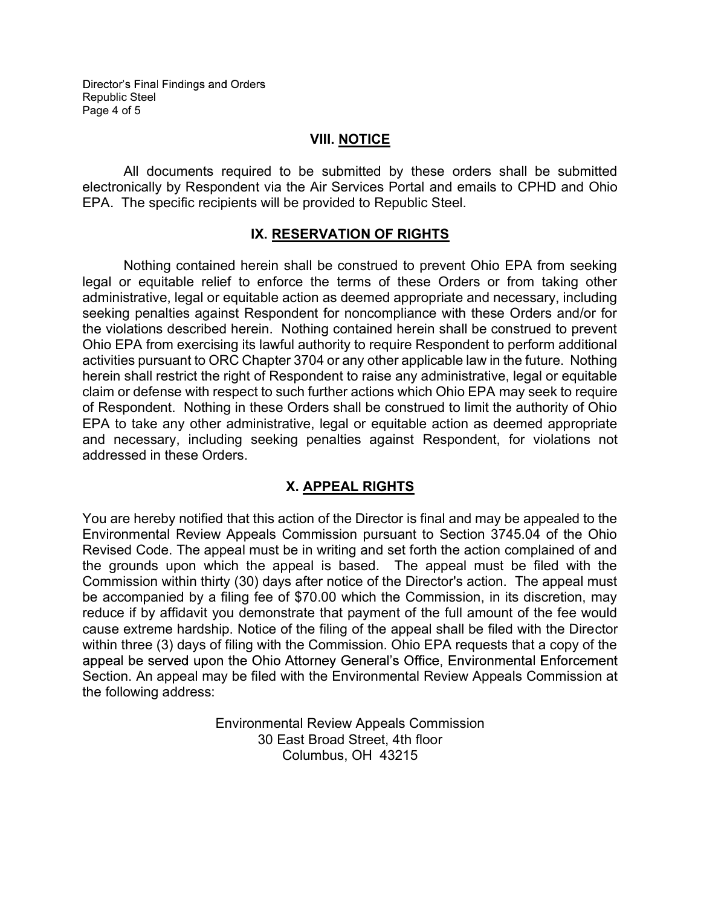## VIII. NOTICE

All documents required to be submitted by these orders shall be submitted electronically by Respondent via the Air Services Portal and emails to CPHD and Ohio EPA. The specific recipients will be provided to Republic Steel.

## IX. RESERVATION OF RIGHTS

Nothing contained herein shall be construed to prevent Ohio EPA from seeking legal or equitable relief to enforce the terms of these Orders or from taking other administrative, legal or equitable action as deemed appropriate and necessary, including seeking penalties against Respondent for noncompliance with these Orders and/or for the violations described herein. Nothing contained herein shall be construed to prevent Ohio EPA from exercising its lawful authority to require Respondent to perform additional activities pursuant to ORC Chapter 3704 or any other applicable law in the future. Nothing herein shall restrict the right of Respondent to raise any administrative, legal or equitable claim or defense with respect to such further actions which Ohio EPA may seek to require of Respondent. Nothing in these Orders shall be construed to limit the authority of Ohio EPA to take any other administrative, legal or equitable action as deemed appropriate and necessary, including seeking penalties against Respondent, for violations not addressed in these Orders.

## X. APPEAL RIGHTS

You are hereby notified that this action of the Director is final and may be appealed to the Environmental Review Appeals Commission pursuant to Section 3745.04 of the Ohio Revised Code. The appeal must be in writing and set forth the action complained of and the grounds upon which the appeal is based. The appeal must be filed with the Commission within thirty (30) days after notice of the Director's action. The appeal must be accompanied by a filing fee of $70.00 which the Commission, in its discretion, may reduce if by affidavit you demonstrate that payment of the full amount of the fee would cause extreme hardship. Notice of the filing of the appeal shall be filed with the Director within three (3) days of filing with the Commission. Ohio EPA requests that a copy of the appeal be served upon the Ohio Attorney General's Office, Environmental Enforcement Section. An appeal may be filed with the Environmental Review Appeals Commission at the following address:

Environmental Review Appeals Commission
30 East Broad Street, 4th floor
Columbus, OH 43215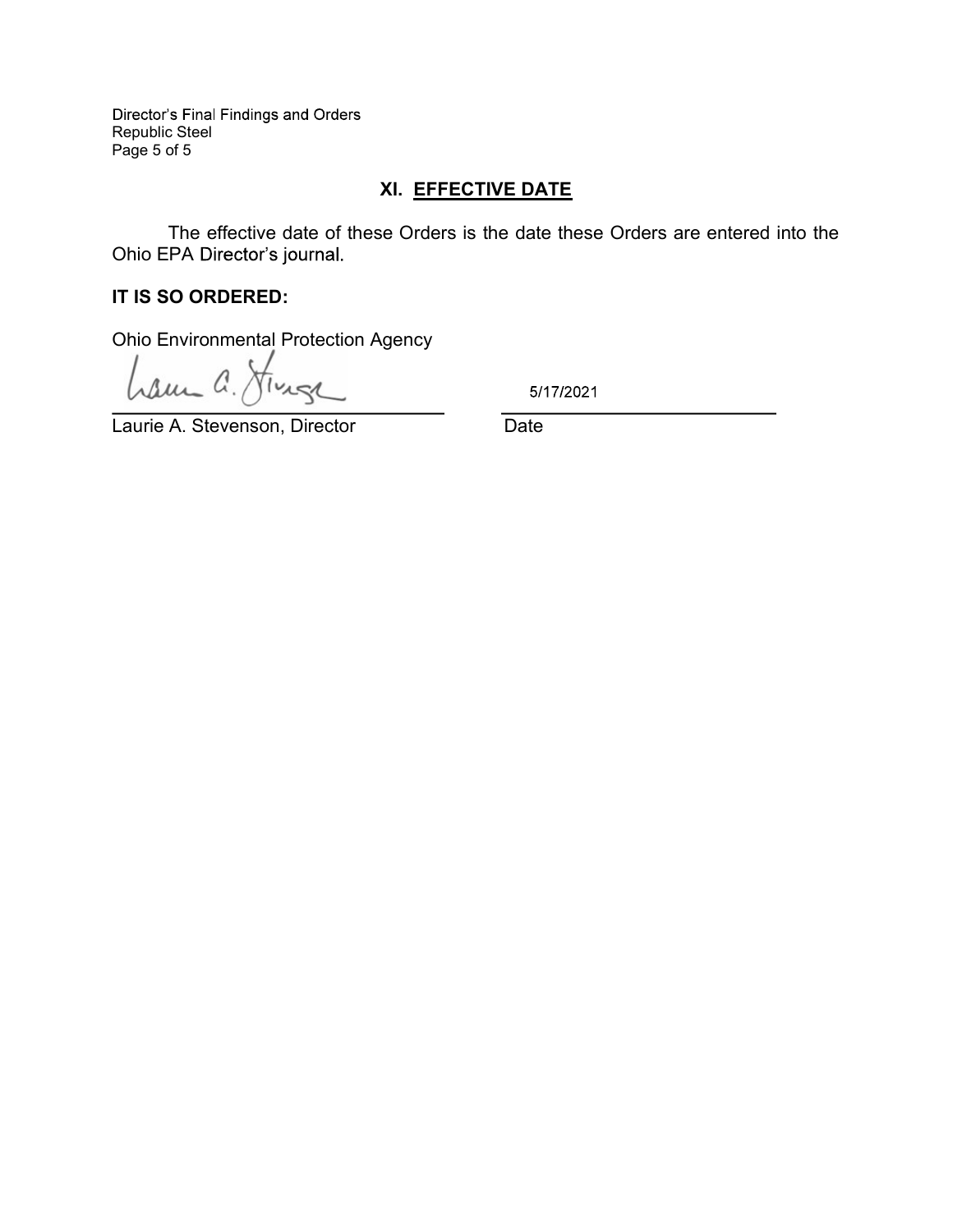## XI. EFFECTIVE DATE

The effective date of these Orders is the date these Orders are entered into the Ohio EPA Director's journal.

**IT IS SO ORDERED:**

Ohio Environmental Protection Agency

Laurie A. Stevenson, Director

5/17/2021

Date